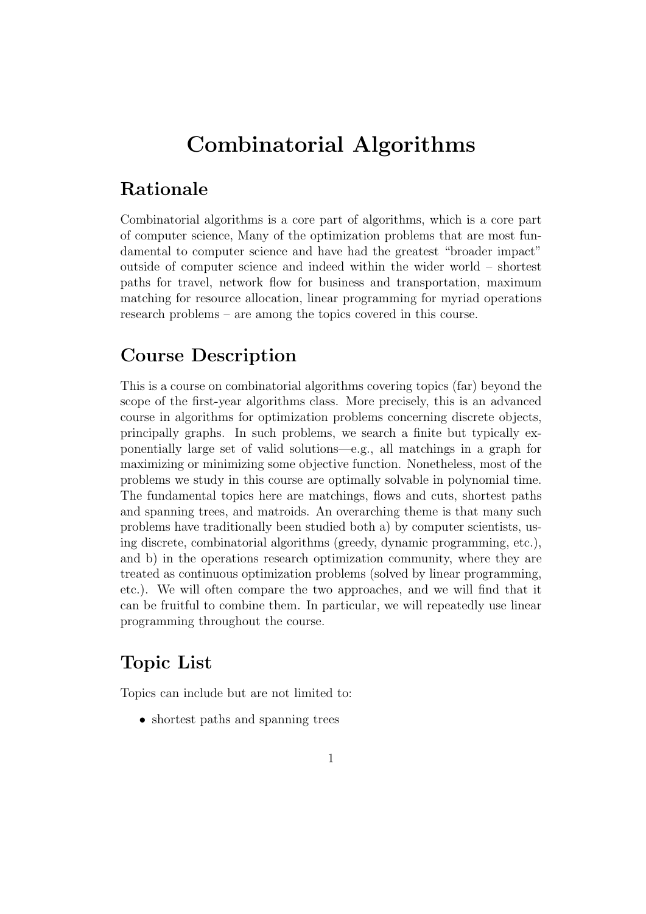# Combinatorial Algorithms

## Rationale

Combinatorial algorithms is a core part of algorithms, which is a core part of computer science, Many of the optimization problems that are most fundamental to computer science and have had the greatest "broader impact" outside of computer science and indeed within the wider world – shortest paths for travel, network flow for business and transportation, maximum matching for resource allocation, linear programming for myriad operations research problems – are among the topics covered in this course.

## Course Description

This is a course on combinatorial algorithms covering topics (far) beyond the scope of the first-year algorithms class. More precisely, this is an advanced course in algorithms for optimization problems concerning discrete objects, principally graphs. In such problems, we search a finite but typically exponentially large set of valid solutions—e.g., all matchings in a graph for maximizing or minimizing some objective function. Nonetheless, most of the problems we study in this course are optimally solvable in polynomial time. The fundamental topics here are matchings, flows and cuts, shortest paths and spanning trees, and matroids. An overarching theme is that many such problems have traditionally been studied both a) by computer scientists, using discrete, combinatorial algorithms (greedy, dynamic programming, etc.), and b) in the operations research optimization community, where they are treated as continuous optimization problems (solved by linear programming, etc.). We will often compare the two approaches, and we will find that it can be fruitful to combine them. In particular, we will repeatedly use linear programming throughout the course.

## Topic List

Topics can include but are not limited to:

- shortest paths and spanning trees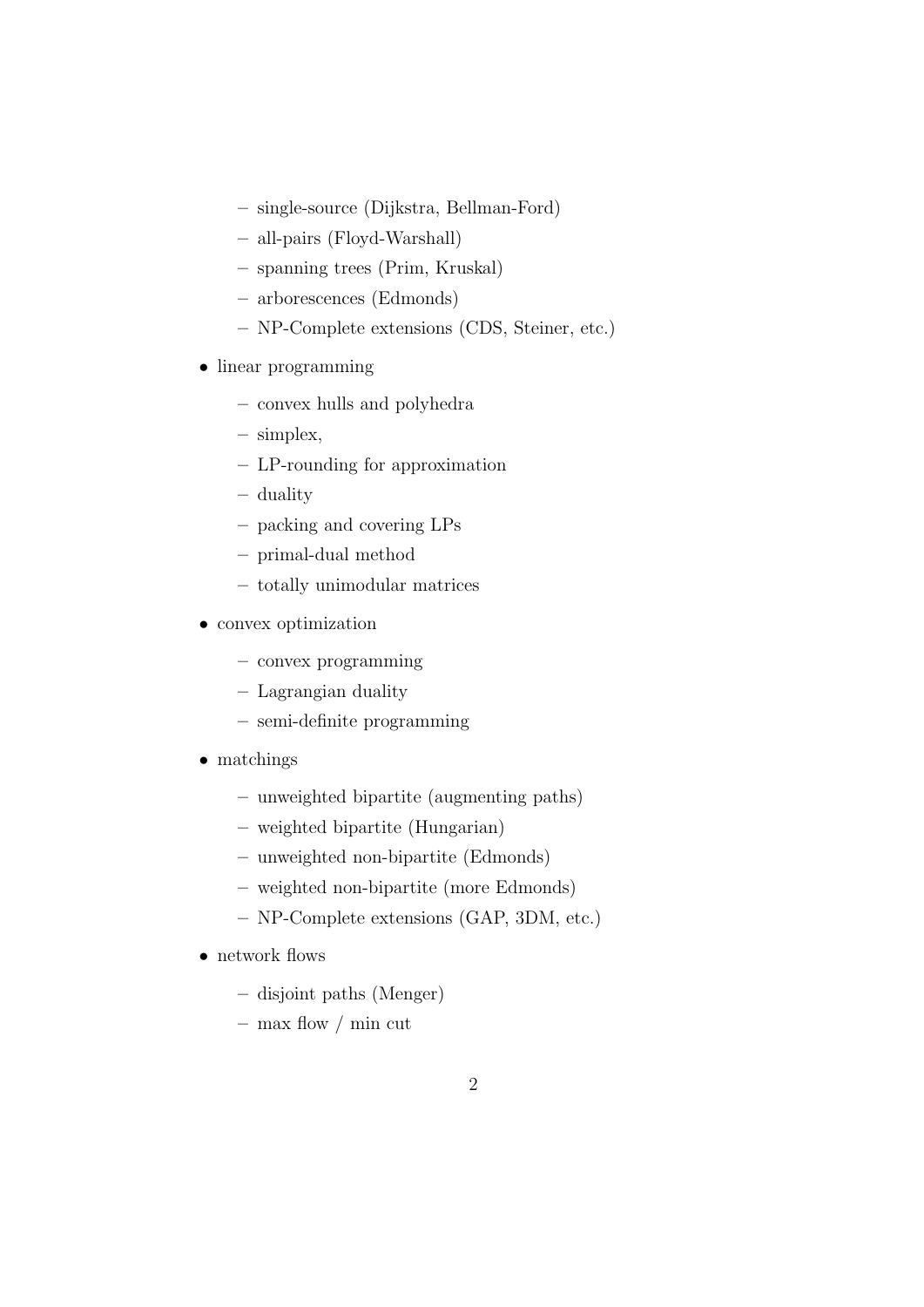- single-source (Dijkstra, Bellman-Ford)
  - all-pairs (Floyd-Warshall)
  - spanning trees (Prim, Kruskal)
  - arborescences (Edmonds)
  - NP-Complete extensions (CDS, Steiner, etc.)
- linear programming
  - convex hulls and polyhedra
  - simplex,
  - LP-rounding for approximation
  - duality
  - packing and covering LPs
  - primal-dual method
  - totally unimodular matrices
- convex optimization
  - convex programming
  - Lagrangian duality
  - semi-definite programming
- matchings
  - unweighted bipartite (augmenting paths)
  - weighted bipartite (Hungarian)
  - unweighted non-bipartite (Edmonds)
  - weighted non-bipartite (more Edmonds)
  - NP-Complete extensions (GAP, 3DM, etc.)
- network flows
  - disjoint paths (Menger)
  - max flow / min cut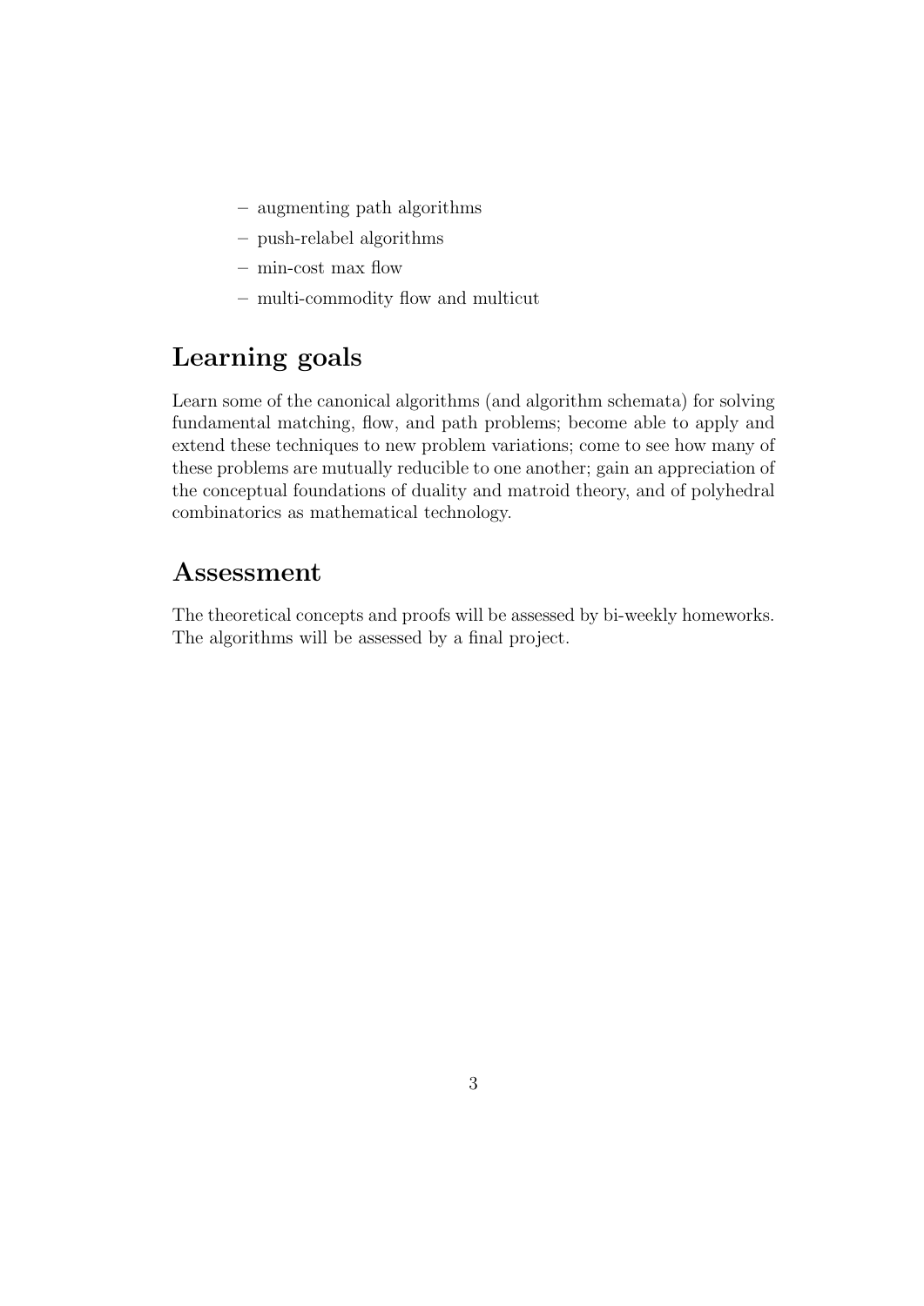- augmenting path algorithms
  - push-relabel algorithms
  - min-cost max flow
  - multi-commodity flow and multicut

## Learning goals

Learn some of the canonical algorithms (and algorithm schemata) for solving fundamental matching, flow, and path problems; become able to apply and extend these techniques to new problem variations; come to see how many of these problems are mutually reducible to one another; gain an appreciation of the conceptual foundations of duality and matroid theory, and of polyhedral combinatorics as mathematical technology.

## Assessment

The theoretical concepts and proofs will be assessed by bi-weekly homeworks. The algorithms will be assessed by a final project.